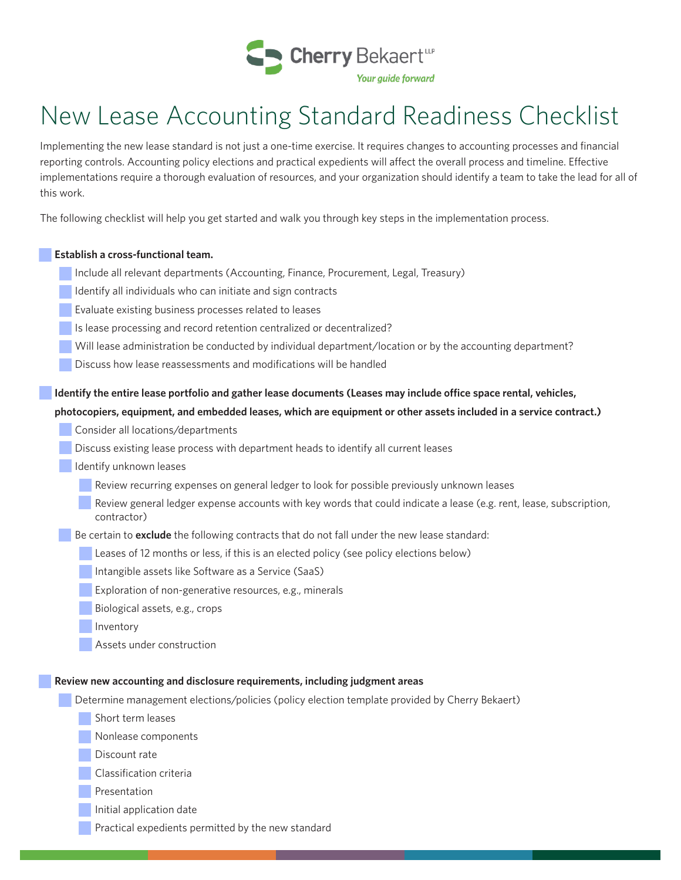Cherry Bekaert LLP

*Your guide forward*

# New Lease Accounting Standard Readiness Checklist

Implementing the new lease standard is not just a one-time exercise. It requires changes to accounting processes and financial reporting controls. Accounting policy elections and practical expedients will affect the overall process and timeline. Effective implementations require a thorough evaluation of resources, and your organization should identify a team to take the lead for all of this work.

The following checklist will help you get started and walk you through key steps in the implementation process.

- [ ] **Establish a cross-functional team.**
  - [ ] Include all relevant departments (Accounting, Finance, Procurement, Legal, Treasury)
  - [ ] Identify all individuals who can initiate and sign contracts
  - [ ] Evaluate existing business processes related to leases
  - [ ] Is lease processing and record retention centralized or decentralized?
  - [ ] Will lease administration be conducted by individual department/location or by the accounting department?
  - [ ] Discuss how lease reassessments and modifications will be handled
- [ ] **Identify the entire lease portfolio and gather lease documents (Leases may include office space rental, vehicles, photocopiers, equipment, and embedded leases, which are equipment or other assets included in a service contract.)**
  - [ ] Consider all locations/departments
  - [ ] Discuss existing lease process with department heads to identify all current leases
  - [ ] Identify unknown leases
    - [ ] Review recurring expenses on general ledger to look for possible previously unknown leases
    - [ ] Review general ledger expense accounts with key words that could indicate a lease (e.g. rent, lease, subscription, contractor)
  - [ ] Be certain to **exclude** the following contracts that do not fall under the new lease standard:
    - [ ] Leases of 12 months or less, if this is an elected policy (see policy elections below)
    - [ ] Intangible assets like Software as a Service (SaaS)
    - [ ] Exploration of non-generative resources, e.g., minerals
    - [ ] Biological assets, e.g., crops
    - [ ] Inventory
    - [ ] Assets under construction
- [ ] **Review new accounting and disclosure requirements, including judgment areas**
  - [ ] Determine management elections/policies (policy election template provided by Cherry Bekaert)
    - [ ] Short term leases
    - [ ] Nonlease components
    - [ ] Discount rate
    - [ ] Classification criteria
    - [ ] Presentation
    - [ ] Initial application date
    - [ ] Practical expedients permitted by the new standard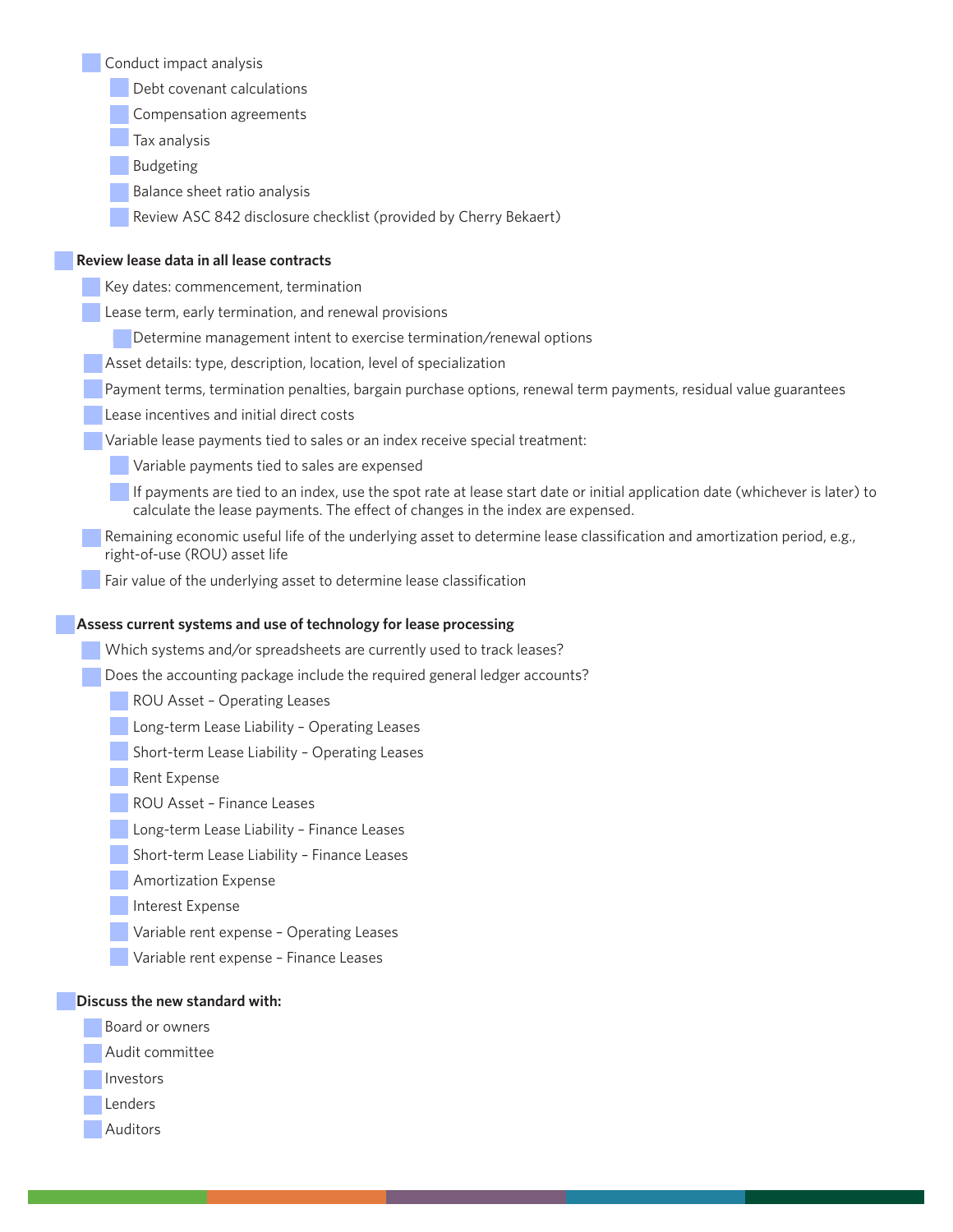- [ ] Conduct impact analysis
  - [ ] Debt covenant calculations
  - [ ] Compensation agreements
  - [ ] Tax analysis
  - [ ] Budgeting
  - [ ] Balance sheet ratio analysis
  - [ ] Review ASC 842 disclosure checklist (provided by Cherry Bekaert)

- [ ] **Review lease data in all lease contracts**
  - [ ] Key dates: commencement, termination
  - [ ] Lease term, early termination, and renewal provisions
    - [ ] Determine management intent to exercise termination/renewal options
  - [ ] Asset details: type, description, location, level of specialization
  - [ ] Payment terms, termination penalties, bargain purchase options, renewal term payments, residual value guarantees
  - [ ] Lease incentives and initial direct costs
  - [ ] Variable lease payments tied to sales or an index receive special treatment:
    - [ ] Variable payments tied to sales are expensed
    - [ ] If payments are tied to an index, use the spot rate at lease start date or initial application date (whichever is later) to calculate the lease payments. The effect of changes in the index are expensed.
  - [ ] Remaining economic useful life of the underlying asset to determine lease classification and amortization period, e.g., right-of-use (ROU) asset life
  - [ ] Fair value of the underlying asset to determine lease classification

- [ ] **Assess current systems and use of technology for lease processing**
  - [ ] Which systems and/or spreadsheets are currently used to track leases?
  - [ ] Does the accounting package include the required general ledger accounts?
    - [ ] ROU Asset – Operating Leases
    - [ ] Long-term Lease Liability – Operating Leases
    - [ ] Short-term Lease Liability – Operating Leases
    - [ ] Rent Expense
    - [ ] ROU Asset – Finance Leases
    - [ ] Long-term Lease Liability – Finance Leases
    - [ ] Short-term Lease Liability – Finance Leases
    - [ ] Amortization Expense
    - [ ] Interest Expense
    - [ ] Variable rent expense – Operating Leases
    - [ ] Variable rent expense – Finance Leases

- [ ] **Discuss the new standard with:**
  - [ ] Board or owners
  - [ ] Audit committee
  - [ ] Investors
  - [ ] Lenders
  - [ ] Auditors